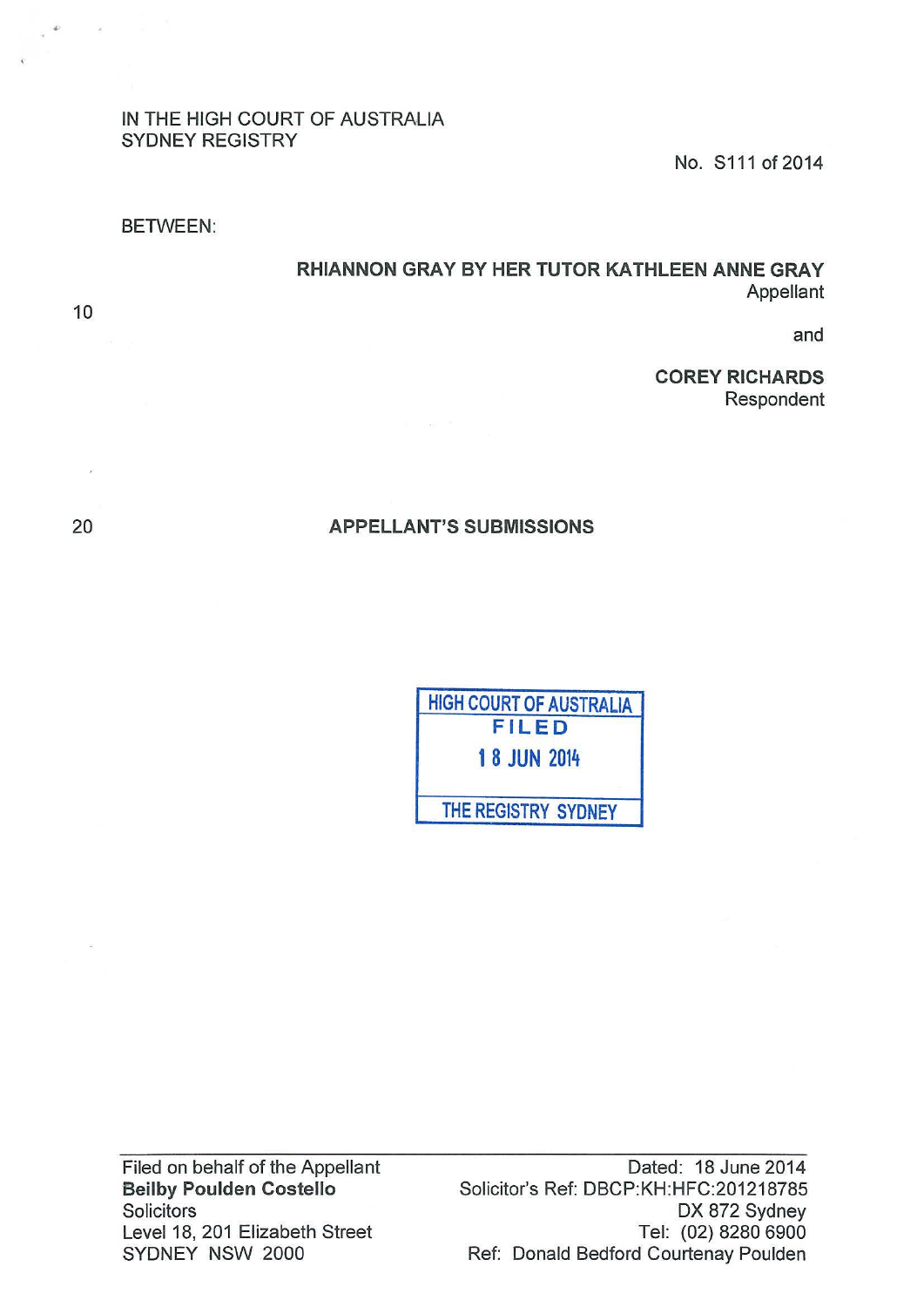IN THE HIGH COURT OF AUSTRALIA
SYDNEY REGISTRY

No. S111 of 2014

BETWEEN:

**RHIANNON GRAY BY HER TUTOR KATHLEEN ANNE GRAY**
Appellant

and

**COREY RICHARDS**
Respondent

## APPELLANT'S SUBMISSIONS

HIGH COURT OF AUSTRALIA
FILED
18 JUN 2014
THE REGISTRY SYDNEY

Filed on behalf of the Appellant
**Beilby Poulden Costello**
Solicitors
Level 18, 201 Elizabeth Street
SYDNEY NSW 2000

Dated: 18 June 2014
Solicitor's Ref: DBCP:KH:HFC:201218785
DX 872 Sydney
Tel: (02) 8280 6900
Ref: Donald Bedford Courtenay Poulden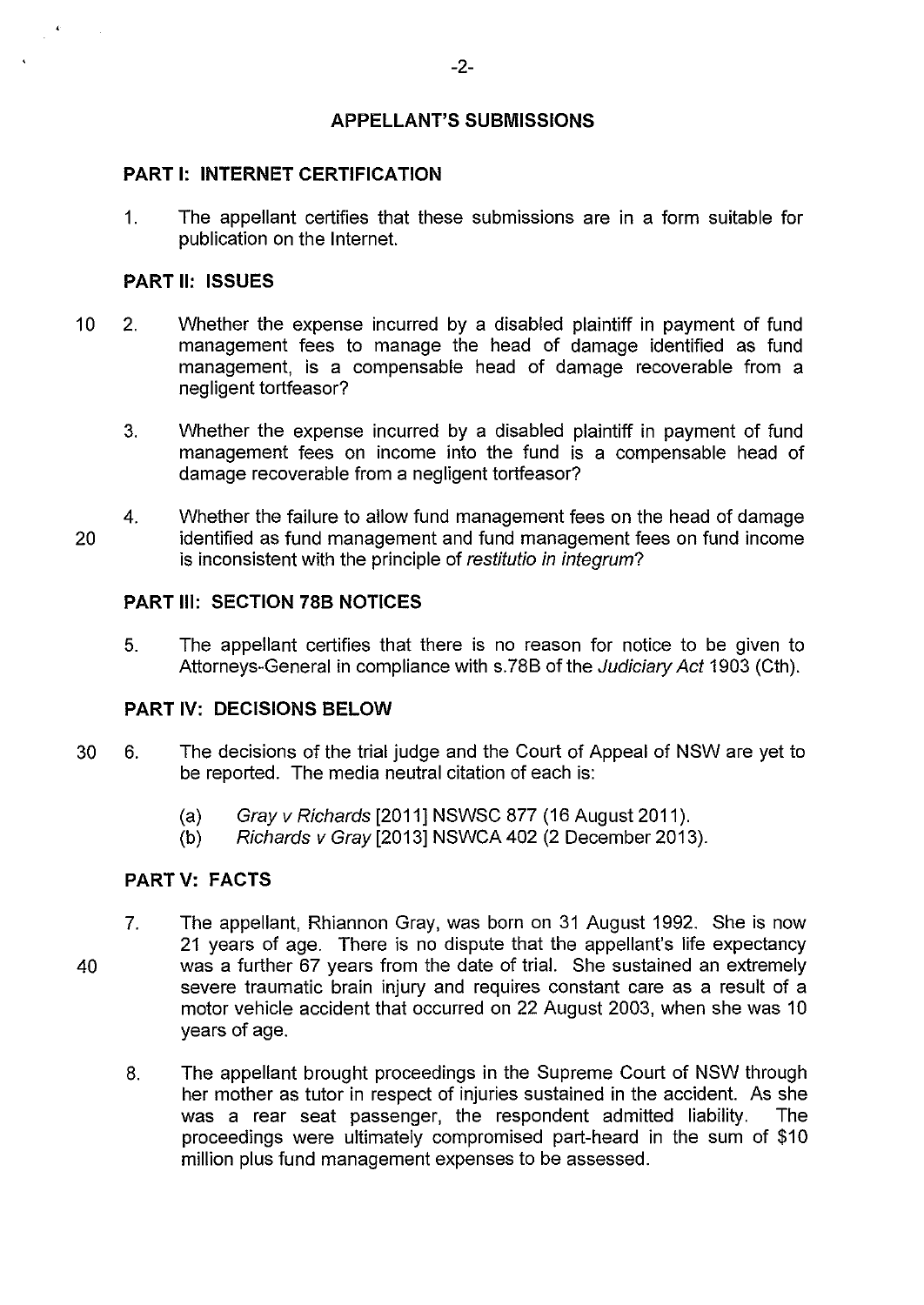## APPELLANT'S SUBMISSIONS

### PART I: INTERNET CERTIFICATION

1. The appellant certifies that these submissions are in a form suitable for publication on the Internet.

### PART II: ISSUES

2. Whether the expense incurred by a disabled plaintiff in payment of fund management fees to manage the head of damage identified as fund management, is a compensable head of damage recoverable from a negligent tortfeasor?

3. Whether the expense incurred by a disabled plaintiff in payment of fund management fees on income into the fund is a compensable head of damage recoverable from a negligent tortfeasor?

4. Whether the failure to allow fund management fees on the head of damage identified as fund management and fund management fees on fund income is inconsistent with the principle of *restitutio in integrum*?

### PART III: SECTION 78B NOTICES

5. The appellant certifies that there is no reason for notice to be given to Attorneys-General in compliance with s.78B of the *Judiciary Act* 1903 (Cth).

### PART IV: DECISIONS BELOW

6. The decisions of the trial judge and the Court of Appeal of NSW are yet to be reported. The media neutral citation of each is:

   (a) *Gray v Richards* [2011] NSWSC 877 (16 August 2011).

   (b) *Richards v Gray* [2013] NSWCA 402 (2 December 2013).

### PART V: FACTS

7. The appellant, Rhiannon Gray, was born on 31 August 1992. She is now 21 years of age. There is no dispute that the appellant's life expectancy was a further 67 years from the date of trial. She sustained an extremely severe traumatic brain injury and requires constant care as a result of a motor vehicle accident that occurred on 22 August 2003, when she was 10 years of age.

8. The appellant brought proceedings in the Supreme Court of NSW through her mother as tutor in respect of injuries sustained in the accident. As she was a rear seat passenger, the respondent admitted liability. The proceedings were ultimately compromised part-heard in the sum of $10 million plus fund management expenses to be assessed.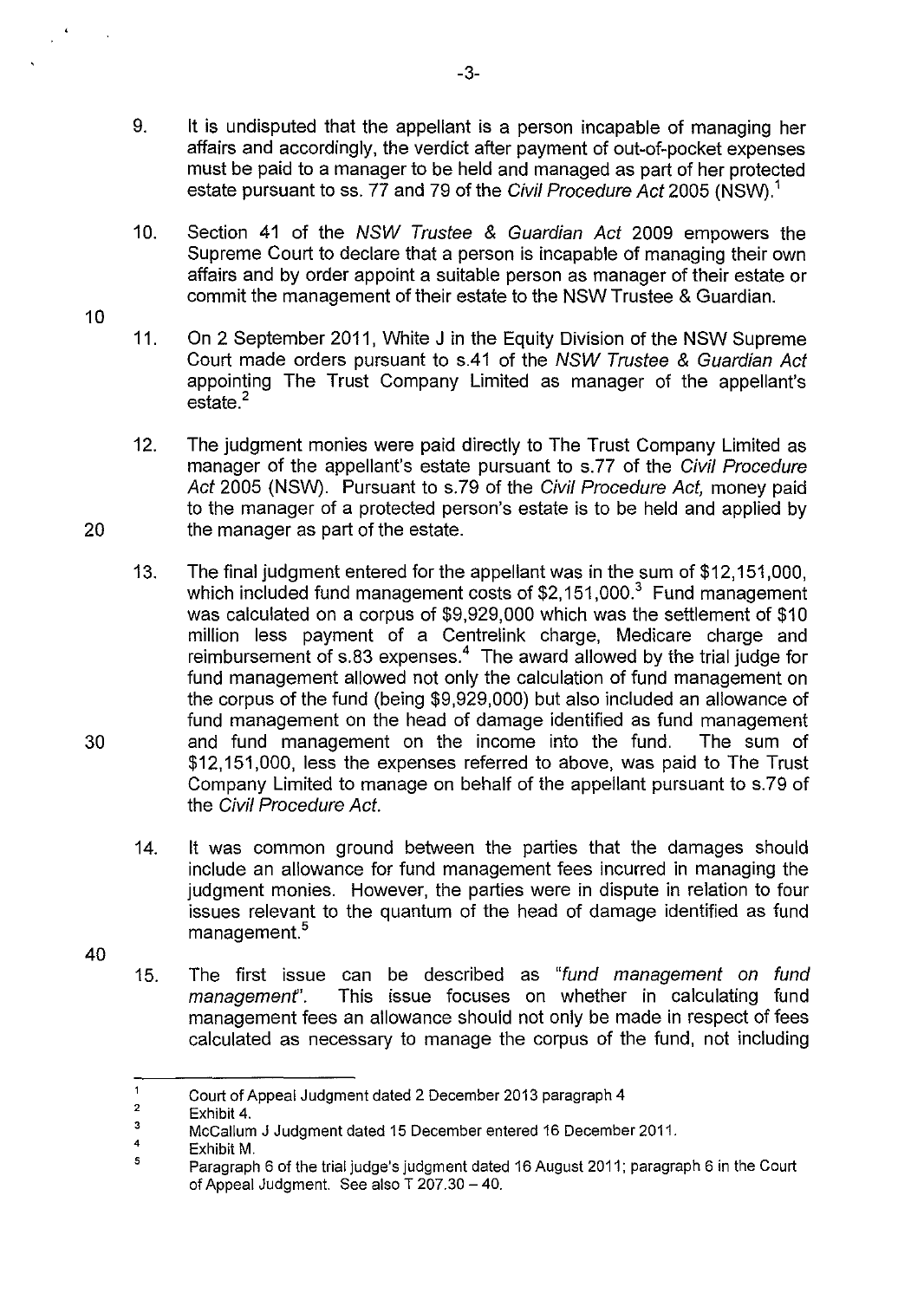9. It is undisputed that the appellant is a person incapable of managing her affairs and accordingly, the verdict after payment of out-of-pocket expenses must be paid to a manager to be held and managed as part of her protected estate pursuant to ss. 77 and 79 of the *Civil Procedure Act* 2005 (NSW).[1]

10. Section 41 of the *NSW Trustee & Guardian Act* 2009 empowers the Supreme Court to declare that a person is incapable of managing their own affairs and by order appoint a suitable person as manager of their estate or commit the management of their estate to the NSW Trustee & Guardian.

11. On 2 September 2011, White J in the Equity Division of the NSW Supreme Court made orders pursuant to s.41 of the *NSW Trustee & Guardian Act* appointing The Trust Company Limited as manager of the appellant's estate.[2]

12. The judgment monies were paid directly to The Trust Company Limited as manager of the appellant's estate pursuant to s.77 of the *Civil Procedure Act* 2005 (NSW). Pursuant to s.79 of the *Civil Procedure Act*, money paid to the manager of a protected person's estate is to be held and applied by the manager as part of the estate.

13. The final judgment entered for the appellant was in the sum of $12,151,000, which included fund management costs of $2,151,000.[3] Fund management was calculated on a corpus of $9,929,000 which was the settlement of $10 million less payment of a Centrelink charge, Medicare charge and reimbursement of s.83 expenses.[4] The award allowed by the trial judge for fund management allowed not only the calculation of fund management on the corpus of the fund (being $9,929,000) but also included an allowance of fund management on the head of damage identified as fund management and fund management on the income into the fund. The sum of $12,151,000, less the expenses referred to above, was paid to The Trust Company Limited to manage on behalf of the appellant pursuant to s.79 of the *Civil Procedure Act*.

14. It was common ground between the parties that the damages should include an allowance for fund management fees incurred in managing the judgment monies. However, the parties were in dispute in relation to four issues relevant to the quantum of the head of damage identified as fund management.[5]

15. The first issue can be described as *"fund management on fund management"*. This issue focuses on whether in calculating fund management fees an allowance should not only be made in respect of fees calculated as necessary to manage the corpus of the fund, not including

---

1. Court of Appeal Judgment dated 2 December 2013 paragraph 4
2. Exhibit 4.
3. McCallum J Judgment dated 15 December entered 16 December 2011.
4. Exhibit M.
5. Paragraph 6 of the trial judge's judgment dated 16 August 2011; paragraph 6 in the Court of Appeal Judgment. See also T 207.30 – 40.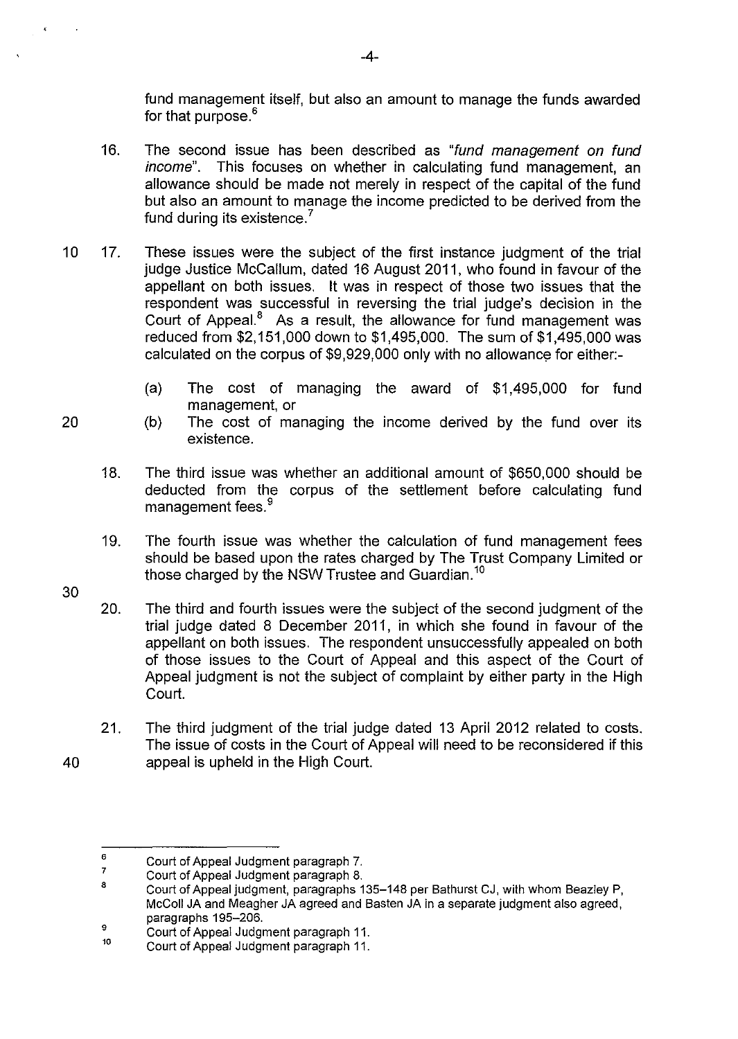fund management itself, but also an amount to manage the funds awarded for that purpose.[6]

16. The second issue has been described as "*fund management on fund income*". This focuses on whether in calculating fund management, an allowance should be made not merely in respect of the capital of the fund but also an amount to manage the income predicted to be derived from the fund during its existence.[7]

17. These issues were the subject of the first instance judgment of the trial judge Justice McCallum, dated 16 August 2011, who found in favour of the appellant on both issues. It was in respect of those two issues that the respondent was successful in reversing the trial judge's decision in the Court of Appeal.[8] As a result, the allowance for fund management was reduced from $2,151,000 down to $1,495,000. The sum of $1,495,000 was calculated on the corpus of $9,929,000 only with no allowance for either:-

    (a) The cost of managing the award of $1,495,000 for fund management, or

    (b) The cost of managing the income derived by the fund over its existence.

18. The third issue was whether an additional amount of $650,000 should be deducted from the corpus of the settlement before calculating fund management fees.[9]

19. The fourth issue was whether the calculation of fund management fees should be based upon the rates charged by The Trust Company Limited or those charged by the NSW Trustee and Guardian.[10]

20. The third and fourth issues were the subject of the second judgment of the trial judge dated 8 December 2011, in which she found in favour of the appellant on both issues. The respondent unsuccessfully appealed on both of those issues to the Court of Appeal and this aspect of the Court of Appeal judgment is not the subject of complaint by either party in the High Court.

21. The third judgment of the trial judge dated 13 April 2012 related to costs. The issue of costs in the Court of Appeal will need to be reconsidered if this appeal is upheld in the High Court.

---

[6] Court of Appeal Judgment paragraph 7.

[7] Court of Appeal Judgment paragraph 8.

[8] Court of Appeal judgment, paragraphs 135–148 per Bathurst CJ, with whom Beazley P, McColl JA and Meagher JA agreed and Basten JA in a separate judgment also agreed, paragraphs 195–206.

[9] Court of Appeal Judgment paragraph 11.

[10] Court of Appeal Judgment paragraph 11.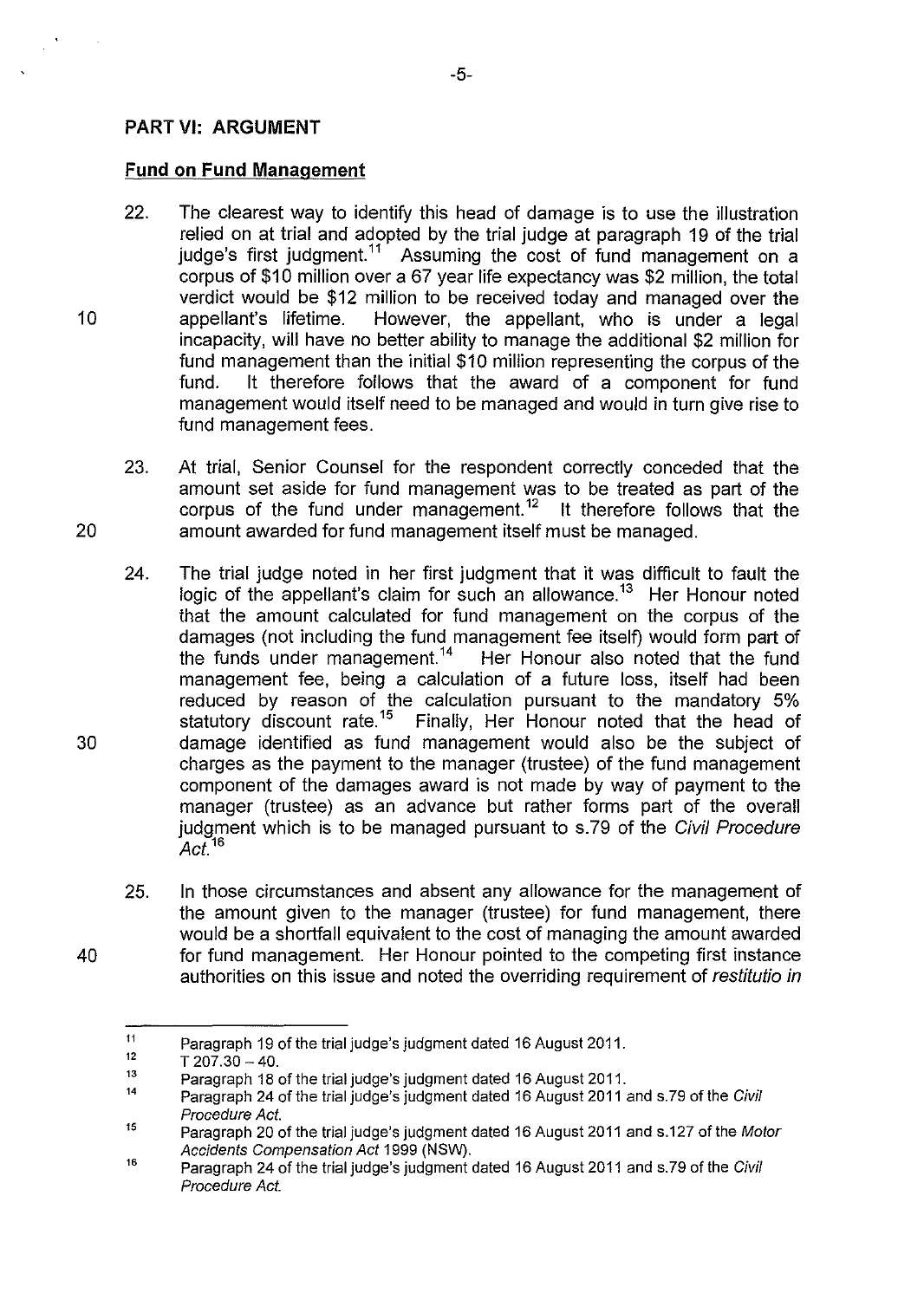## PART VI: ARGUMENT

### Fund on Fund Management

22. The clearest way to identify this head of damage is to use the illustration relied on at trial and adopted by the trial judge at paragraph 19 of the trial judge's first judgment.[11] Assuming the cost of fund management on a corpus of $10 million over a 67 year life expectancy was $2 million, the total verdict would be $12 million to be received today and managed over the appellant's lifetime. However, the appellant, who is under a legal incapacity, will have no better ability to manage the additional $2 million for fund management than the initial $10 million representing the corpus of the fund. It therefore follows that the award of a component for fund management would itself need to be managed and would in turn give rise to fund management fees.

23. At trial, Senior Counsel for the respondent correctly conceded that the amount set aside for fund management was to be treated as part of the corpus of the fund under management.[12] It therefore follows that the amount awarded for fund management itself must be managed.

24. The trial judge noted in her first judgment that it was difficult to fault the logic of the appellant's claim for such an allowance.[13] Her Honour noted that the amount calculated for fund management on the corpus of the damages (not including the fund management fee itself) would form part of the funds under management.[14] Her Honour also noted that the fund management fee, being a calculation of a future loss, itself had been reduced by reason of the calculation pursuant to the mandatory 5% statutory discount rate.[15] Finally, Her Honour noted that the head of damage identified as fund management would also be the subject of charges as the payment to the manager (trustee) of the fund management component of the damages award is not made by way of payment to the manager (trustee) as an advance but rather forms part of the overall judgment which is to be managed pursuant to s.79 of the *Civil Procedure Act*.[16]

25. In those circumstances and absent any allowance for the management of the amount given to the manager (trustee) for fund management, there would be a shortfall equivalent to the cost of managing the amount awarded for fund management. Her Honour pointed to the competing first instance authorities on this issue and noted the overriding requirement of *restitutio in*

---

[11] Paragraph 19 of the trial judge's judgment dated 16 August 2011.

[12] T 207.30 – 40.

[13] Paragraph 18 of the trial judge's judgment dated 16 August 2011.

[14] Paragraph 24 of the trial judge's judgment dated 16 August 2011 and s.79 of the *Civil Procedure Act*.

[15] Paragraph 20 of the trial judge's judgment dated 16 August 2011 and s.127 of the *Motor Accidents Compensation Act* 1999 (NSW).

[16] Paragraph 24 of the trial judge's judgment dated 16 August 2011 and s.79 of the *Civil Procedure Act*.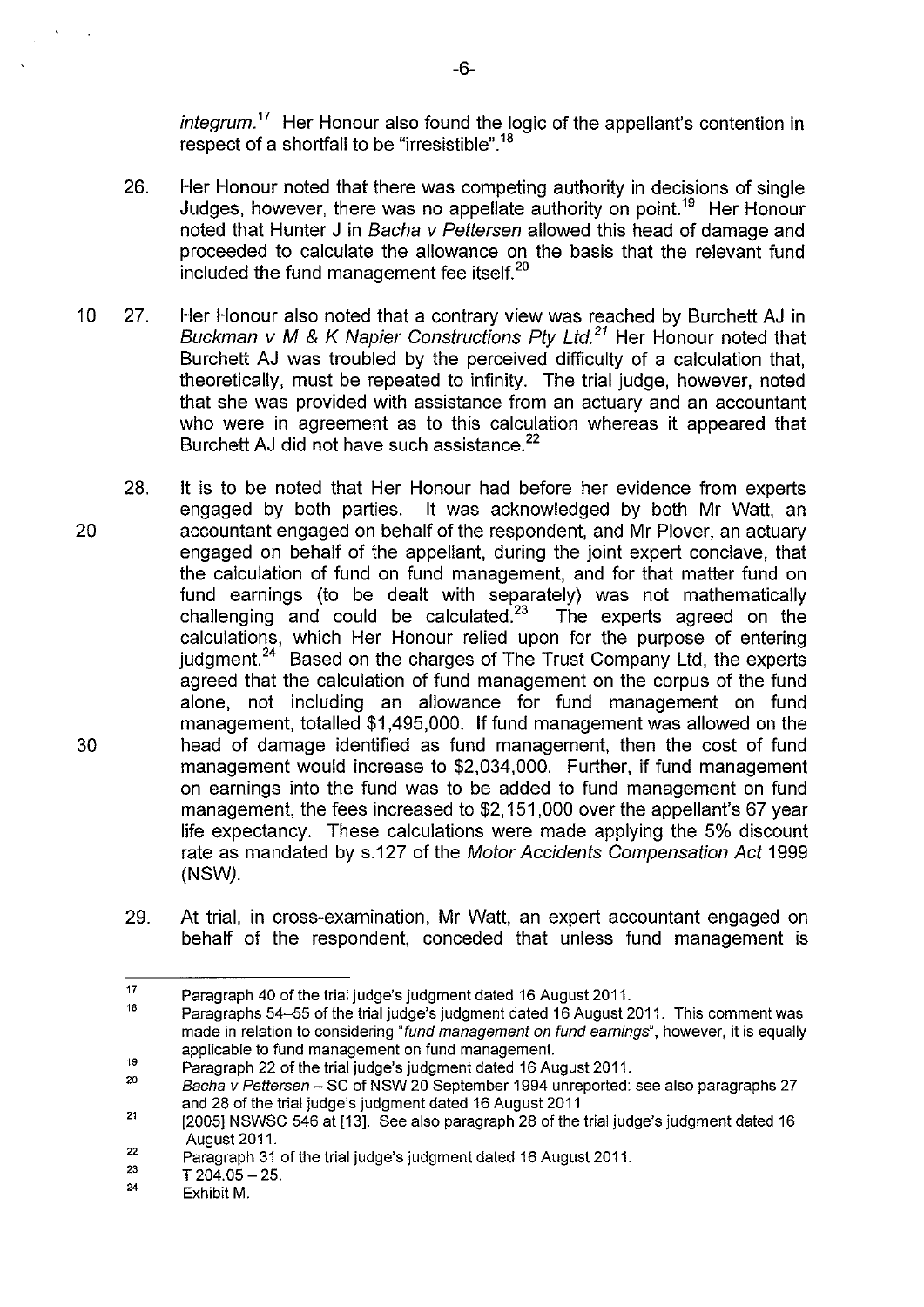*integrum*.[17] Her Honour also found the logic of the appellant's contention in respect of a shortfall to be "irresistible".[18]

26. Her Honour noted that there was competing authority in decisions of single Judges, however, there was no appellate authority on point.[19] Her Honour noted that Hunter J in *Bacha v Pettersen* allowed this head of damage and proceeded to calculate the allowance on the basis that the relevant fund included the fund management fee itself.[20]

27. Her Honour also noted that a contrary view was reached by Burchett AJ in *Buckman v M & K Napier Constructions Pty Ltd.*[21] Her Honour noted that Burchett AJ was troubled by the perceived difficulty of a calculation that, theoretically, must be repeated to infinity. The trial judge, however, noted that she was provided with assistance from an actuary and an accountant who were in agreement as to this calculation whereas it appeared that Burchett AJ did not have such assistance.[22]

28. It is to be noted that Her Honour had before her evidence from experts engaged by both parties. It was acknowledged by both Mr Watt, an accountant engaged on behalf of the respondent, and Mr Plover, an actuary engaged on behalf of the appellant, during the joint expert conclave, that the calculation of fund on fund management, and for that matter fund on fund earnings (to be dealt with separately) was not mathematically challenging and could be calculated.[23] The experts agreed on the calculations, which Her Honour relied upon for the purpose of entering judgment.[24] Based on the charges of The Trust Company Ltd, the experts agreed that the calculation of fund management on the corpus of the fund alone, not including an allowance for fund management on fund management, totalled $1,495,000. If fund management was allowed on the head of damage identified as fund management, then the cost of fund management would increase to $2,034,000. Further, if fund management on earnings into the fund was to be added to fund management on fund management, the fees increased to $2,151,000 over the appellant's 67 year life expectancy. These calculations were made applying the 5% discount rate as mandated by s.127 of the *Motor Accidents Compensation Act* 1999 (NSW).

29. At trial, in cross-examination, Mr Watt, an expert accountant engaged on behalf of the respondent, conceded that unless fund management is

---

[17] Paragraph 40 of the trial judge's judgment dated 16 August 2011.

[18] Paragraphs 54–55 of the trial judge's judgment dated 16 August 2011. This comment was made in relation to considering "*fund management on fund earnings*", however, it is equally applicable to fund management on fund management.

[19] Paragraph 22 of the trial judge's judgment dated 16 August 2011.

[20] *Bacha v Pettersen* – SC of NSW 20 September 1994 unreported: see also paragraphs 27 and 28 of the trial judge's judgment dated 16 August 2011

[21] [2005] NSWSC 546 at [13]. See also paragraph 28 of the trial judge's judgment dated 16 August 2011.

[22] Paragraph 31 of the trial judge's judgment dated 16 August 2011.

[23] T 204.05 – 25.

[24] Exhibit M.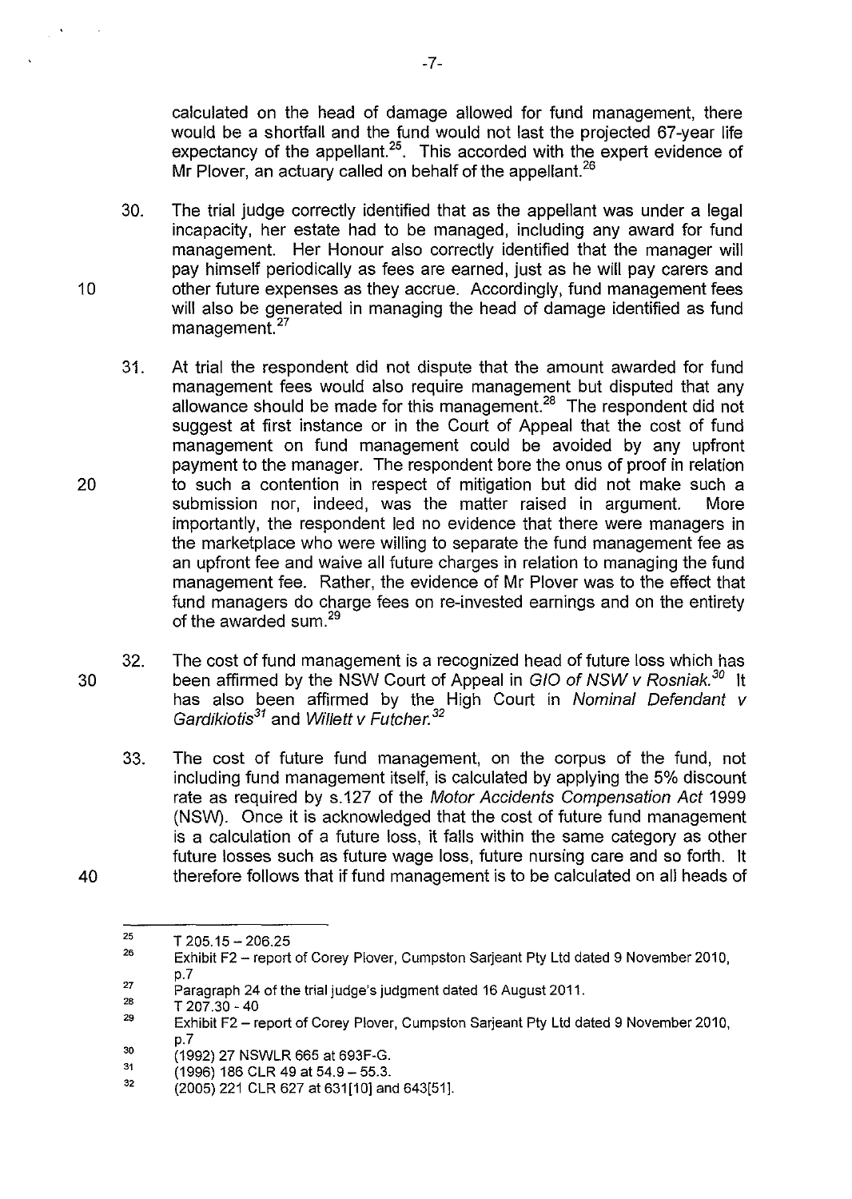calculated on the head of damage allowed for fund management, there would be a shortfall and the fund would not last the projected 67-year life expectancy of the appellant.[25]. This accorded with the expert evidence of Mr Plover, an actuary called on behalf of the appellant.[26]

30. The trial judge correctly identified that as the appellant was under a legal incapacity, her estate had to be managed, including any award for fund management. Her Honour also correctly identified that the manager will pay himself periodically as fees are earned, just as he will pay carers and other future expenses as they accrue. Accordingly, fund management fees will also be generated in managing the head of damage identified as fund management.[27]

31. At trial the respondent did not dispute that the amount awarded for fund management fees would also require management but disputed that any allowance should be made for this management.[28] The respondent did not suggest at first instance or in the Court of Appeal that the cost of fund management on fund management could be avoided by any upfront payment to the manager. The respondent bore the onus of proof in relation to such a contention in respect of mitigation but did not make such a submission nor, indeed, was the matter raised in argument. More importantly, the respondent led no evidence that there were managers in the marketplace who were willing to separate the fund management fee as an upfront fee and waive all future charges in relation to managing the fund management fee. Rather, the evidence of Mr Plover was to the effect that fund managers do charge fees on re-invested earnings and on the entirety of the awarded sum.[29]

32. The cost of fund management is a recognized head of future loss which has been affirmed by the NSW Court of Appeal in *GIO of NSW v Rosniak*.[30] It has also been affirmed by the High Court in *Nominal Defendant v Gardikiotis*[31] and *Willett v Futcher*.[32]

33. The cost of future fund management, on the corpus of the fund, not including fund management itself, is calculated by applying the 5% discount rate as required by s.127 of the *Motor Accidents Compensation Act* 1999 (NSW). Once it is acknowledged that the cost of future fund management is a calculation of a future loss, it falls within the same category as other future losses such as future wage loss, future nursing care and so forth. It therefore follows that if fund management is to be calculated on all heads of

---

[25] T 205.15 – 206.25

[26] Exhibit F2 – report of Corey Plover, Cumpston Sarjeant Pty Ltd dated 9 November 2010, p.7

[27] Paragraph 24 of the trial judge's judgment dated 16 August 2011.

[28] T 207.30 - 40

[29] Exhibit F2 – report of Corey Plover, Cumpston Sarjeant Pty Ltd dated 9 November 2010, p.7

[30] (1992) 27 NSWLR 665 at 693F-G.

[31] (1996) 186 CLR 49 at 54.9 – 55.3.

[32] (2005) 221 CLR 627 at 631[10] and 643[51].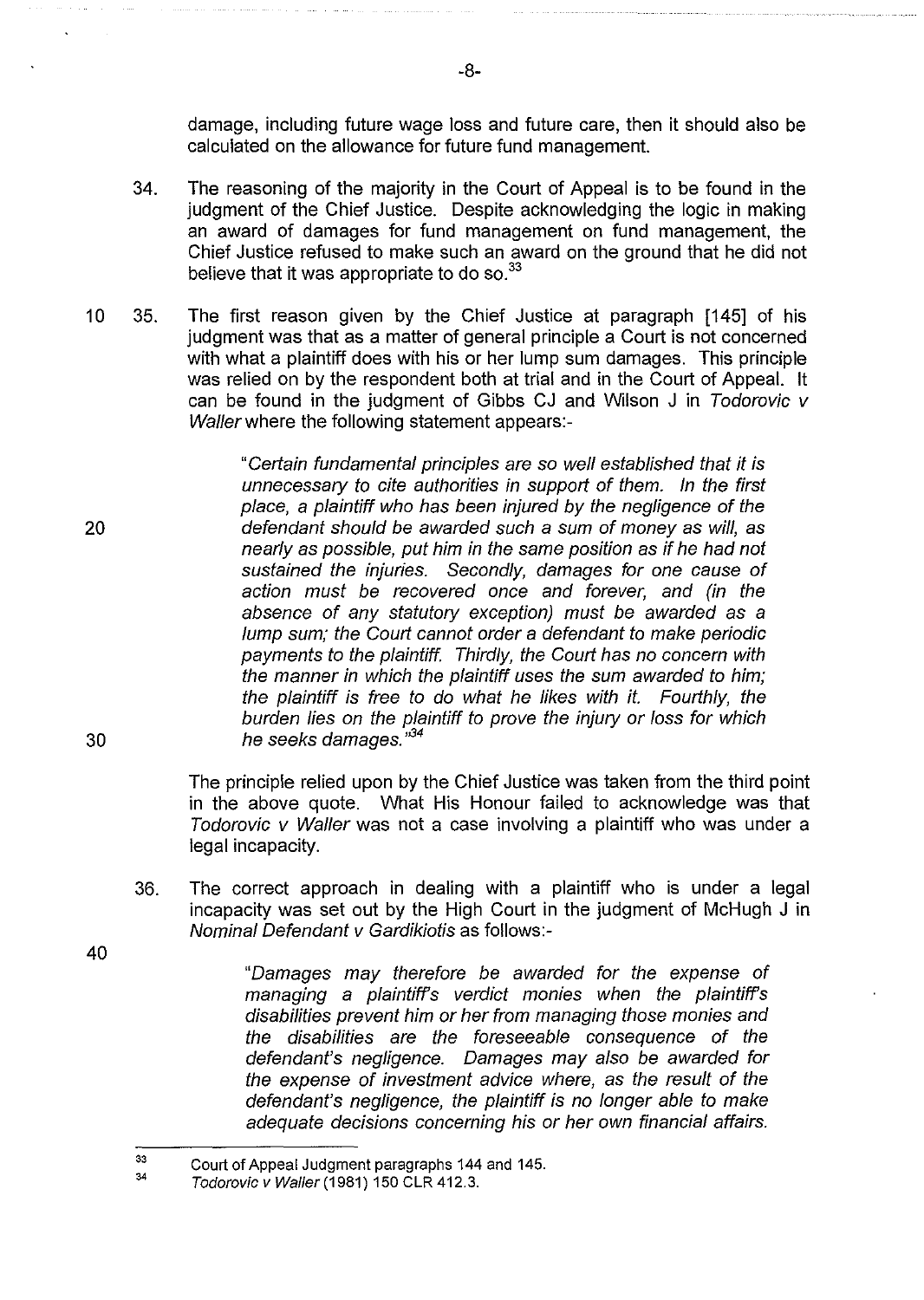damage, including future wage loss and future care, then it should also be calculated on the allowance for future fund management.

34. The reasoning of the majority in the Court of Appeal is to be found in the judgment of the Chief Justice. Despite acknowledging the logic in making an award of damages for fund management on fund management, the Chief Justice refused to make such an award on the ground that he did not believe that it was appropriate to do so.[33]

35. The first reason given by the Chief Justice at paragraph [145] of his judgment was that as a matter of general principle a Court is not concerned with what a plaintiff does with his or her lump sum damages. This principle was relied on by the respondent both at trial and in the Court of Appeal. It can be found in the judgment of Gibbs CJ and Wilson J in *Todorovic v Waller* where the following statement appears:-

> "*Certain fundamental principles are so well established that it is unnecessary to cite authorities in support of them. In the first place, a plaintiff who has been injured by the negligence of the defendant should be awarded such a sum of money as will, as nearly as possible, put him in the same position as if he had not sustained the injuries. Secondly, damages for one cause of action must be recovered once and forever, and (in the absence of any statutory exception) must be awarded as a lump sum; the Court cannot order a defendant to make periodic payments to the plaintiff. Thirdly, the Court has no concern with the manner in which the plaintiff uses the sum awarded to him; the plaintiff is free to do what he likes with it. Fourthly, the burden lies on the plaintiff to prove the injury or loss for which he seeks damages.*"[34]

The principle relied upon by the Chief Justice was taken from the third point in the above quote. What His Honour failed to acknowledge was that *Todorovic v Waller* was not a case involving a plaintiff who was under a legal incapacity.

36. The correct approach in dealing with a plaintiff who is under a legal incapacity was set out by the High Court in the judgment of McHugh J in *Nominal Defendant v Gardikiotis* as follows:-

> "*Damages may therefore be awarded for the expense of managing a plaintiff's verdict monies when the plaintiff's disabilities prevent him or her from managing those monies and the disabilities are the foreseeable consequence of the defendant's negligence. Damages may also be awarded for the expense of investment advice where, as the result of the defendant's negligence, the plaintiff is no longer able to make adequate decisions concerning his or her own financial affairs.*

---

[33] Court of Appeal Judgment paragraphs 144 and 145.

[34] *Todorovic v Waller* (1981) 150 CLR 412.3.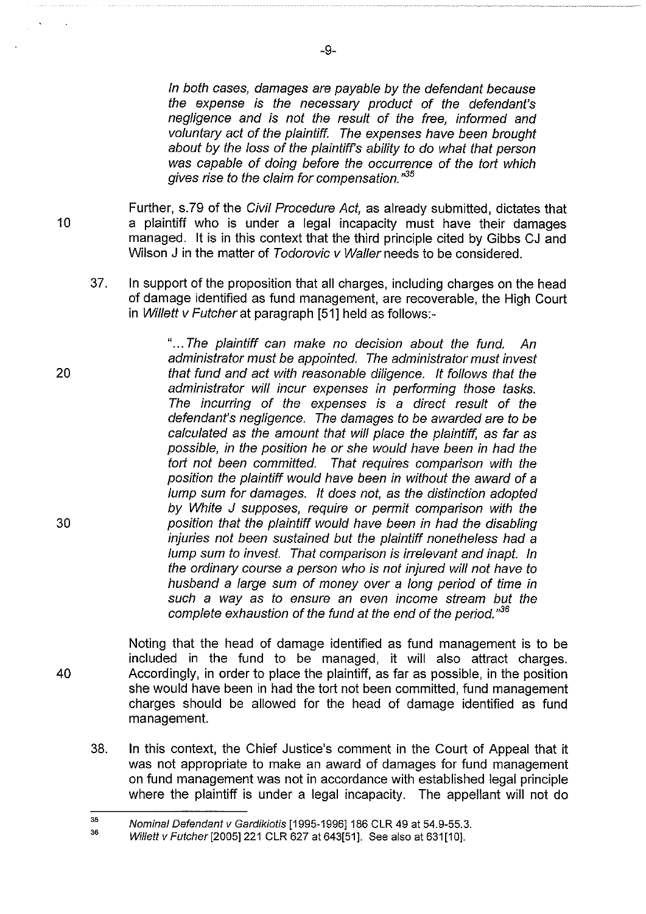> *In both cases, damages are payable by the defendant because the expense is the necessary product of the defendant's negligence and is not the result of the free, informed and voluntary act of the plaintiff. The expenses have been brought about by the loss of the plaintiff's ability to do what that person was capable of doing before the occurrence of the tort which gives rise to the claim for compensation."*[35]

Further, s.79 of the *Civil Procedure Act*, as already submitted, dictates that a plaintiff who is under a legal incapacity must have their damages managed. It is in this context that the third principle cited by Gibbs CJ and Wilson J in the matter of *Todorovic v Waller* needs to be considered.

37. In support of the proposition that all charges, including charges on the head of damage identified as fund management, are recoverable, the High Court in *Willett v Futcher* at paragraph [51] held as follows:-

> *"...The plaintiff can make no decision about the fund. An administrator must be appointed. The administrator must invest that fund and act with reasonable diligence. It follows that the administrator will incur expenses in performing those tasks. The incurring of the expenses is a direct result of the defendant's negligence. The damages to be awarded are to be calculated as the amount that will place the plaintiff, as far as possible, in the position he or she would have been in had the tort not been committed. That requires comparison with the position the plaintiff would have been in without the award of a lump sum for damages. It does not, as the distinction adopted by White J supposes, require or permit comparison with the position that the plaintiff would have been in had the disabling injuries not been sustained but the plaintiff nonetheless had a lump sum to invest. That comparison is irrelevant and inapt. In the ordinary course a person who is not injured will not have to husband a large sum of money over a long period of time in such a way as to ensure an even income stream but the complete exhaustion of the fund at the end of the period."*[36]

Noting that the head of damage identified as fund management is to be included in the fund to be managed, it will also attract charges. Accordingly, in order to place the plaintiff, as far as possible, in the position she would have been in had the tort not been committed, fund management charges should be allowed for the head of damage identified as fund management.

38. In this context, the Chief Justice's comment in the Court of Appeal that it was not appropriate to make an award of damages for fund management on fund management was not in accordance with established legal principle where the plaintiff is under a legal incapacity. The appellant will not do

---

[35] *Nominal Defendant v Gardikiotis* [1995-1996] 186 CLR 49 at 54.9-55.3.

[36] *Willett v Futcher* [2005] 221 CLR 627 at 643[51]. See also at 631[10].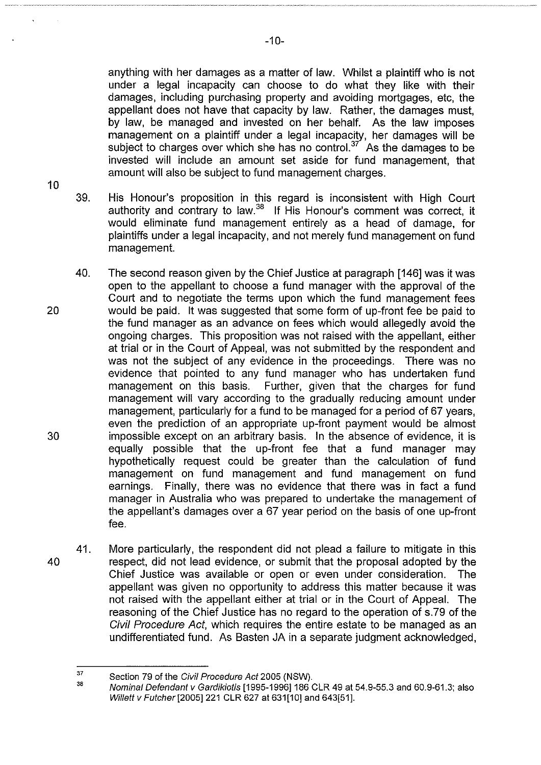anything with her damages as a matter of law. Whilst a plaintiff who is not under a legal incapacity can choose to do what they like with their damages, including purchasing property and avoiding mortgages, etc, the appellant does not have that capacity by law. Rather, the damages must, by law, be managed and invested on her behalf. As the law imposes management on a plaintiff under a legal incapacity, her damages will be subject to charges over which she has no control.[37] As the damages to be invested will include an amount set aside for fund management, that amount will also be subject to fund management charges.

39. His Honour's proposition in this regard is inconsistent with High Court authority and contrary to law.[38] If His Honour's comment was correct, it would eliminate fund management entirely as a head of damage, for plaintiffs under a legal incapacity, and not merely fund management on fund management.

40. The second reason given by the Chief Justice at paragraph [146] was it was open to the appellant to choose a fund manager with the approval of the Court and to negotiate the terms upon which the fund management fees would be paid. It was suggested that some form of up-front fee be paid to the fund manager as an advance on fees which would allegedly avoid the ongoing charges. This proposition was not raised with the appellant, either at trial or in the Court of Appeal, was not submitted by the respondent and was not the subject of any evidence in the proceedings. There was no evidence that pointed to any fund manager who has undertaken fund management on this basis. Further, given that the charges for fund management will vary according to the gradually reducing amount under management, particularly for a fund to be managed for a period of 67 years, even the prediction of an appropriate up-front payment would be almost impossible except on an arbitrary basis. In the absence of evidence, it is equally possible that the up-front fee that a fund manager may hypothetically request could be greater than the calculation of fund management on fund management and fund management on fund earnings. Finally, there was no evidence that there was in fact a fund manager in Australia who was prepared to undertake the management of the appellant's damages over a 67 year period on the basis of one up-front fee.

41. More particularly, the respondent did not plead a failure to mitigate in this respect, did not lead evidence, or submit that the proposal adopted by the Chief Justice was available or open or even under consideration. The appellant was given no opportunity to address this matter because it was not raised with the appellant either at trial or in the Court of Appeal. The reasoning of the Chief Justice has no regard to the operation of s.79 of the *Civil Procedure Act*, which requires the entire estate to be managed as an undifferentiated fund. As Basten JA in a separate judgment acknowledged,

---

[37] Section 79 of the *Civil Procedure Act* 2005 (NSW).

[38] *Nominal Defendant v Gardikiotis* [1995-1996] 186 CLR 49 at 54.9-55.3 and 60.9-61.3; also *Willett v Futcher* [2005] 221 CLR 627 at 631[10] and 643[51].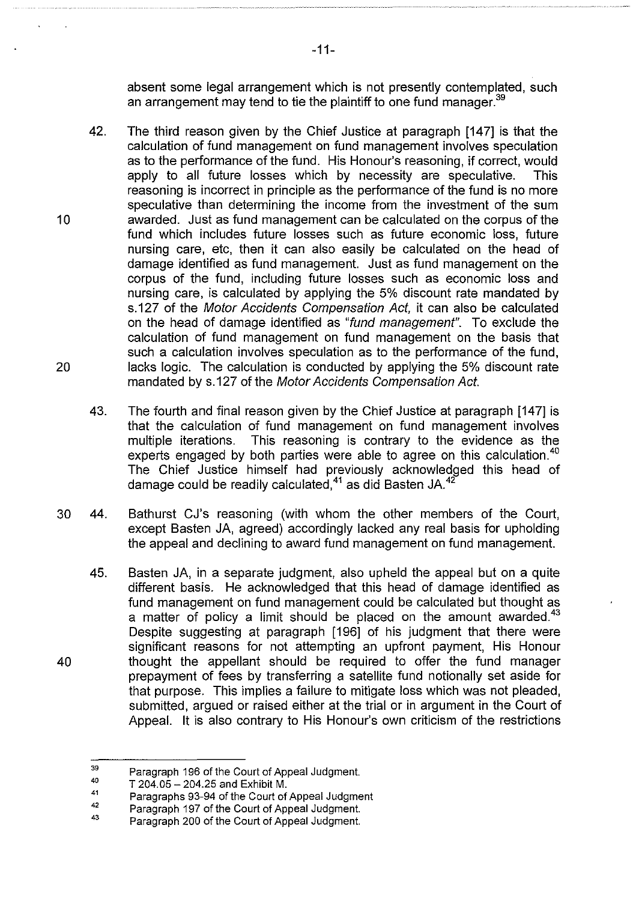absent some legal arrangement which is not presently contemplated, such an arrangement may tend to tie the plaintiff to one fund manager.[39]

42. The third reason given by the Chief Justice at paragraph [147] is that the calculation of fund management on fund management involves speculation as to the performance of the fund. His Honour's reasoning, if correct, would apply to all future losses which by necessity are speculative. This reasoning is incorrect in principle as the performance of the fund is no more speculative than determining the income from the investment of the sum awarded. Just as fund management can be calculated on the corpus of the fund which includes future losses such as future economic loss, future nursing care, etc, then it can also easily be calculated on the head of damage identified as fund management. Just as fund management on the corpus of the fund, including future losses such as economic loss and nursing care, is calculated by applying the 5% discount rate mandated by s.127 of the *Motor Accidents Compensation Act*, it can also be calculated on the head of damage identified as *"fund management"*. To exclude the calculation of fund management on fund management on the basis that such a calculation involves speculation as to the performance of the fund, lacks logic. The calculation is conducted by applying the 5% discount rate mandated by s.127 of the *Motor Accidents Compensation Act*.

43. The fourth and final reason given by the Chief Justice at paragraph [147] is that the calculation of fund management on fund management involves multiple iterations. This reasoning is contrary to the evidence as the experts engaged by both parties were able to agree on this calculation.[40] The Chief Justice himself had previously acknowledged this head of damage could be readily calculated,[41] as did Basten JA.[42]

44. Bathurst CJ's reasoning (with whom the other members of the Court, except Basten JA, agreed) accordingly lacked any real basis for upholding the appeal and declining to award fund management on fund management.

45. Basten JA, in a separate judgment, also upheld the appeal but on a quite different basis. He acknowledged that this head of damage identified as fund management on fund management could be calculated but thought as a matter of policy a limit should be placed on the amount awarded.[43] Despite suggesting at paragraph [196] of his judgment that there were significant reasons for not attempting an upfront payment, His Honour thought the appellant should be required to offer the fund manager prepayment of fees by transferring a satellite fund notionally set aside for that purpose. This implies a failure to mitigate loss which was not pleaded, submitted, argued or raised either at the trial or in argument in the Court of Appeal. It is also contrary to His Honour's own criticism of the restrictions

---

[39] Paragraph 196 of the Court of Appeal Judgment.
[40] T 204.05 – 204.25 and Exhibit M.
[41] Paragraphs 93-94 of the Court of Appeal Judgment
[42] Paragraph 197 of the Court of Appeal Judgment.
[43] Paragraph 200 of the Court of Appeal Judgment.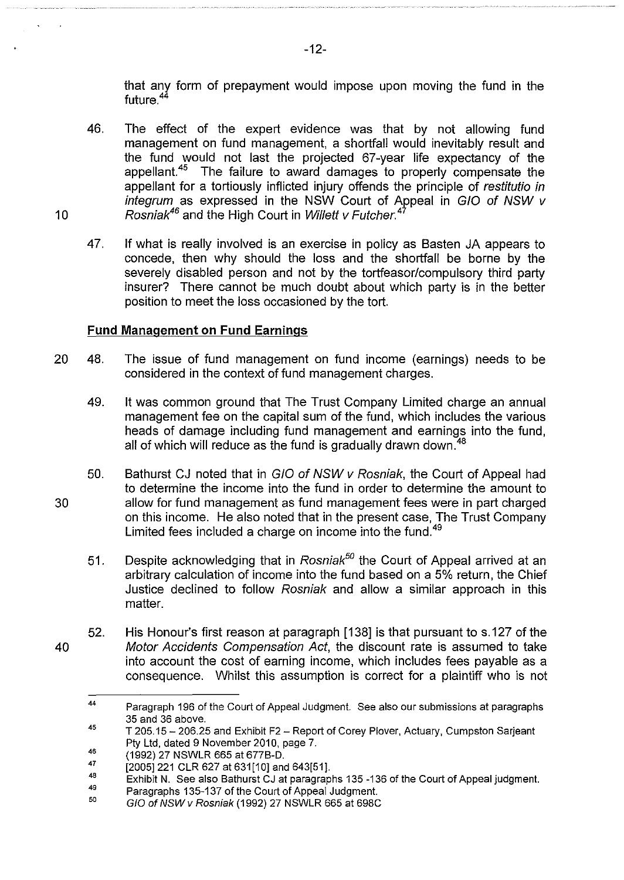that any form of prepayment would impose upon moving the fund in the future.[44]

46. The effect of the expert evidence was that by not allowing fund management on fund management, a shortfall would inevitably result and the fund would not last the projected 67-year life expectancy of the appellant.[45] The failure to award damages to properly compensate the appellant for a tortiously inflicted injury offends the principle of *restitutio in integrum* as expressed in the NSW Court of Appeal in *GIO of NSW v Rosniak*[46] and the High Court in *Willett v Futcher*.[47]

47. If what is really involved is an exercise in policy as Basten JA appears to concede, then why should the loss and the shortfall be borne by the severely disabled person and not by the tortfeasor/compulsory third party insurer? There cannot be much doubt about which party is in the better position to meet the loss occasioned by the tort.

**Fund Management on Fund Earnings**

48. The issue of fund management on fund income (earnings) needs to be considered in the context of fund management charges.

49. It was common ground that The Trust Company Limited charge an annual management fee on the capital sum of the fund, which includes the various heads of damage including fund management and earnings into the fund, all of which will reduce as the fund is gradually drawn down.[48]

50. Bathurst CJ noted that in *GIO of NSW v Rosniak*, the Court of Appeal had to determine the income into the fund in order to determine the amount to allow for fund management as fund management fees were in part charged on this income. He also noted that in the present case, The Trust Company Limited fees included a charge on income into the fund.[49]

51. Despite acknowledging that in *Rosniak*[50] the Court of Appeal arrived at an arbitrary calculation of income into the fund based on a 5% return, the Chief Justice declined to follow *Rosniak* and allow a similar approach in this matter.

52. His Honour's first reason at paragraph [138] is that pursuant to s.127 of the *Motor Accidents Compensation Act*, the discount rate is assumed to take into account the cost of earning income, which includes fees payable as a consequence. Whilst this assumption is correct for a plaintiff who is not

---

[44] Paragraph 196 of the Court of Appeal Judgment. See also our submissions at paragraphs 35 and 36 above.

[45] T 205.15 – 206.25 and Exhibit F2 – Report of Corey Plover, Actuary, Cumpston Sarjeant Pty Ltd, dated 9 November 2010, page 7.

[46] (1992) 27 NSWLR 665 at 677B-D.

[47] [2005] 221 CLR 627 at 631[10] and 643[51].

[48] Exhibit N. See also Bathurst CJ at paragraphs 135 -136 of the Court of Appeal judgment.

[49] Paragraphs 135-137 of the Court of Appeal Judgment.

[50] *GIO of NSW v Rosniak* (1992) 27 NSWLR 665 at 698C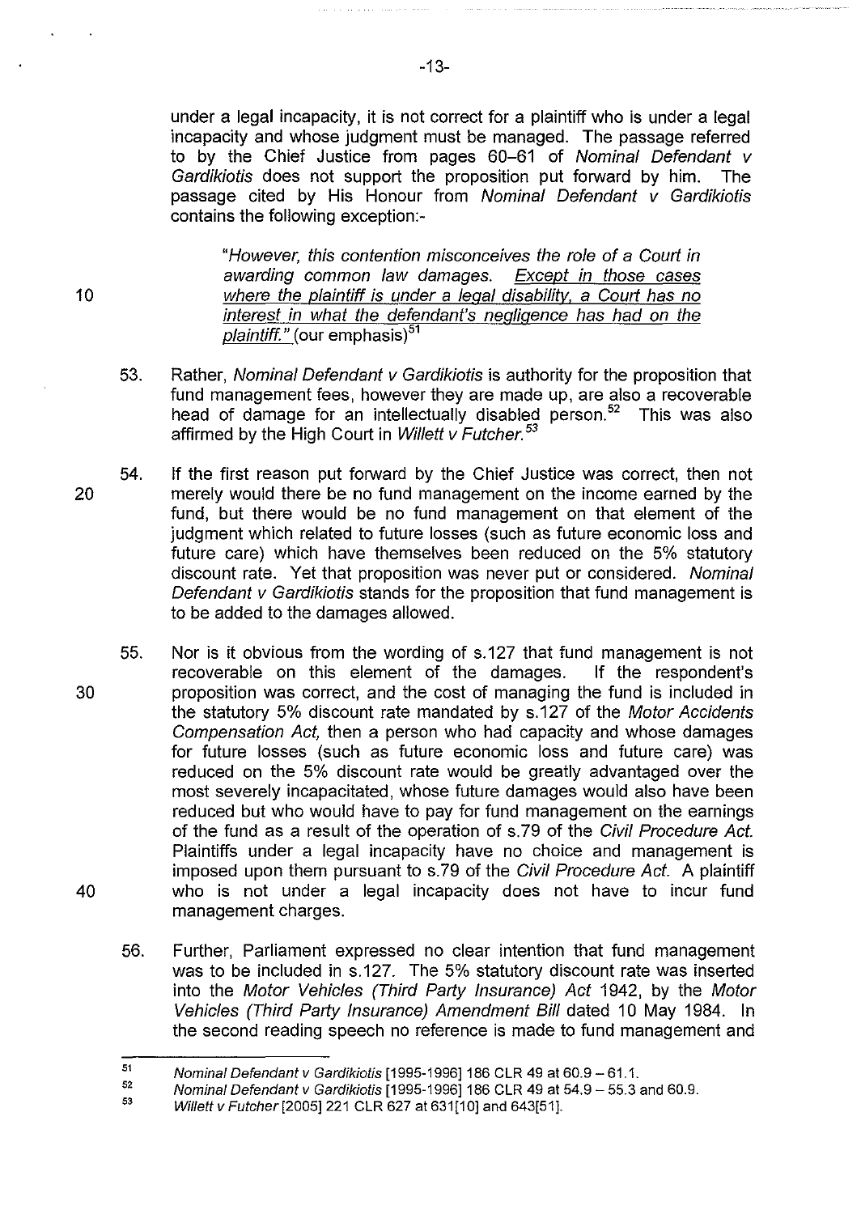under a legal incapacity, it is not correct for a plaintiff who is under a legal incapacity and whose judgment must be managed. The passage referred to by the Chief Justice from pages 60–61 of *Nominal Defendant v Gardikiotis* does not support the proposition put forward by him. The passage cited by His Honour from *Nominal Defendant v Gardikiotis* contains the following exception:-

> "*However, this contention misconceives the role of a Court in awarding common law damages. Except in those cases where the plaintiff is under a legal disability, a Court has no interest in what the defendant's negligence has had on the plaintiff.*" (our emphasis)[51]

53. Rather, *Nominal Defendant v Gardikiotis* is authority for the proposition that fund management fees, however they are made up, are also a recoverable head of damage for an intellectually disabled person.[52] This was also affirmed by the High Court in *Willett v Futcher.*[53]

54. If the first reason put forward by the Chief Justice was correct, then not merely would there be no fund management on the income earned by the fund, but there would be no fund management on that element of the judgment which related to future losses (such as future economic loss and future care) which have themselves been reduced on the 5% statutory discount rate. Yet that proposition was never put or considered. *Nominal Defendant v Gardikiotis* stands for the proposition that fund management is to be added to the damages allowed.

55. Nor is it obvious from the wording of s.127 that fund management is not recoverable on this element of the damages. If the respondent's proposition was correct, and the cost of managing the fund is included in the statutory 5% discount rate mandated by s.127 of the *Motor Accidents Compensation Act,* then a person who had capacity and whose damages for future losses (such as future economic loss and future care) was reduced on the 5% discount rate would be greatly advantaged over the most severely incapacitated, whose future damages would also have been reduced but who would have to pay for fund management on the earnings of the fund as a result of the operation of s.79 of the *Civil Procedure Act.* Plaintiffs under a legal incapacity have no choice and management is imposed upon them pursuant to s.79 of the *Civil Procedure Act.* A plaintiff who is not under a legal incapacity does not have to incur fund management charges.

56. Further, Parliament expressed no clear intention that fund management was to be included in s.127. The 5% statutory discount rate was inserted into the *Motor Vehicles (Third Party Insurance) Act* 1942, by the *Motor Vehicles (Third Party Insurance) Amendment Bill* dated 10 May 1984. In the second reading speech no reference is made to fund management and

---

[51] *Nominal Defendant v Gardikiotis* [1995-1996] 186 CLR 49 at 60.9 – 61.1.

[52] *Nominal Defendant v Gardikiotis* [1995-1996] 186 CLR 49 at 54.9 – 55.3 and 60.9.

[53] *Willett v Futcher* [2005] 221 CLR 627 at 631[10] and 643[51].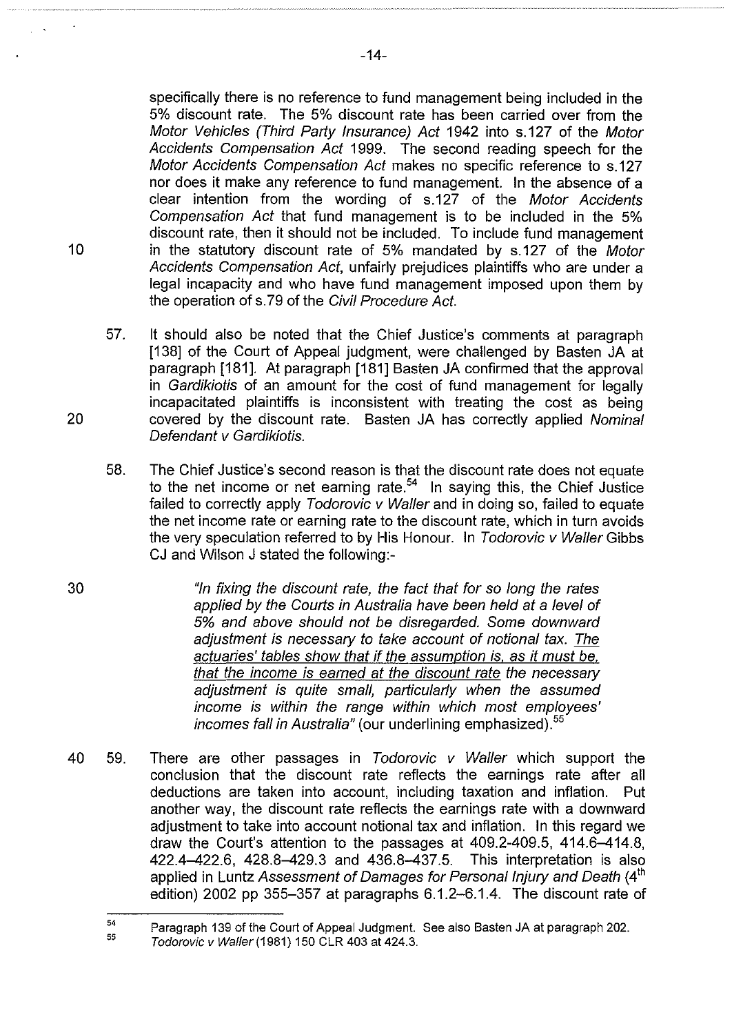specifically there is no reference to fund management being included in the 5% discount rate. The 5% discount rate has been carried over from the *Motor Vehicles (Third Party Insurance) Act* 1942 into s.127 of the *Motor Accidents Compensation Act* 1999. The second reading speech for the *Motor Accidents Compensation Act* makes no specific reference to s.127 nor does it make any reference to fund management. In the absence of a clear intention from the wording of s.127 of the *Motor Accidents Compensation Act* that fund management is to be included in the 5% discount rate, then it should not be included. To include fund management in the statutory discount rate of 5% mandated by s.127 of the *Motor Accidents Compensation Act*, unfairly prejudices plaintiffs who are under a legal incapacity and who have fund management imposed upon them by the operation of s.79 of the *Civil Procedure Act*.

57. It should also be noted that the Chief Justice's comments at paragraph [138] of the Court of Appeal judgment, were challenged by Basten JA at paragraph [181]. At paragraph [181] Basten JA confirmed that the approval in *Gardikiotis* of an amount for the cost of fund management for legally incapacitated plaintiffs is inconsistent with treating the cost as being covered by the discount rate. Basten JA has correctly applied *Nominal Defendant v Gardikiotis*.

58. The Chief Justice's second reason is that the discount rate does not equate to the net income or net earning rate.[54] In saying this, the Chief Justice failed to correctly apply *Todorovic v Waller* and in doing so, failed to equate the net income rate or earning rate to the discount rate, which in turn avoids the very speculation referred to by His Honour. In *Todorovic v Waller* Gibbs CJ and Wilson J stated the following:-

> *"In fixing the discount rate, the fact that for so long the rates applied by the Courts in Australia have been held at a level of 5% and above should not be disregarded. Some downward adjustment is necessary to take account of notional tax. The actuaries' tables show that if the assumption is, as it must be, that the income is earned at the discount rate the necessary adjustment is quite small, particularly when the assumed income is within the range within which most employees' incomes fall in Australia"* (our underlining emphasized).[55]

59. There are other passages in *Todorovic v Waller* which support the conclusion that the discount rate reflects the earnings rate after all deductions are taken into account, including taxation and inflation. Put another way, the discount rate reflects the earnings rate with a downward adjustment to take into account notional tax and inflation. In this regard we draw the Court's attention to the passages at 409.2-409.5, 414.6–414.8, 422.4–422.6, 428.8–429.3 and 436.8–437.5. This interpretation is also applied in Luntz *Assessment of Damages for Personal Injury and Death* (4th edition) 2002 pp 355–357 at paragraphs 6.1.2–6.1.4. The discount rate of

---

[54] Paragraph 139 of the Court of Appeal Judgment. See also Basten JA at paragraph 202.

[55] *Todorovic v Waller* (1981) 150 CLR 403 at 424.3.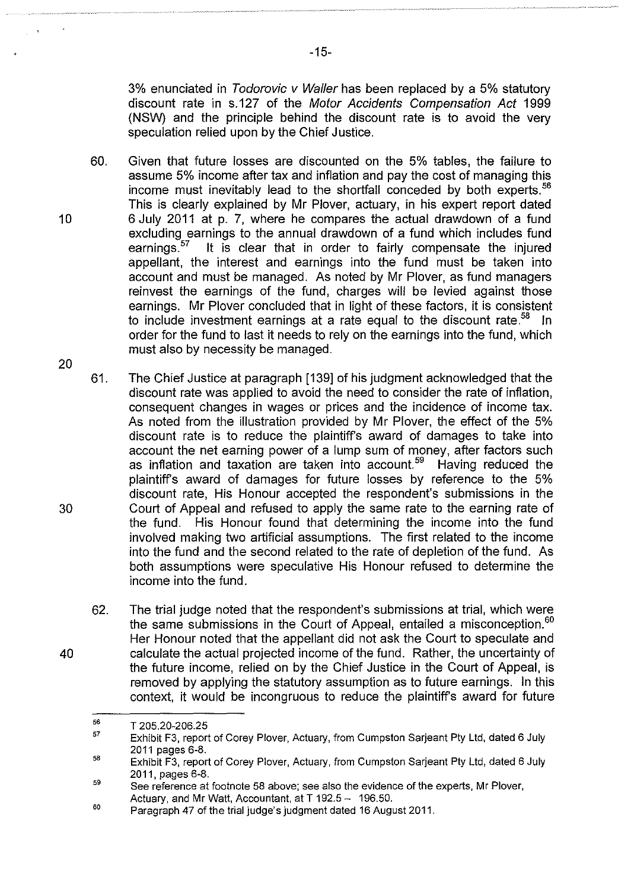3% enunciated in *Todorovic v Waller* has been replaced by a 5% statutory discount rate in s.127 of the *Motor Accidents Compensation Act* 1999 (NSW) and the principle behind the discount rate is to avoid the very speculation relied upon by the Chief Justice.

60. Given that future losses are discounted on the 5% tables, the failure to assume 5% income after tax and inflation and pay the cost of managing this income must inevitably lead to the shortfall conceded by both experts.[56] This is clearly explained by Mr Plover, actuary, in his expert report dated 6 July 2011 at p. 7, where he compares the actual drawdown of a fund excluding earnings to the annual drawdown of a fund which includes fund earnings.[57] It is clear that in order to fairly compensate the injured appellant, the interest and earnings into the fund must be taken into account and must be managed. As noted by Mr Plover, as fund managers reinvest the earnings of the fund, charges will be levied against those earnings. Mr Plover concluded that in light of these factors, it is consistent to include investment earnings at a rate equal to the discount rate.[58] In order for the fund to last it needs to rely on the earnings into the fund, which must also by necessity be managed.

61. The Chief Justice at paragraph [139] of his judgment acknowledged that the discount rate was applied to avoid the need to consider the rate of inflation, consequent changes in wages or prices and the incidence of income tax. As noted from the illustration provided by Mr Plover, the effect of the 5% discount rate is to reduce the plaintiff's award of damages to take into account the net earning power of a lump sum of money, after factors such as inflation and taxation are taken into account.[59] Having reduced the plaintiff's award of damages for future losses by reference to the 5% discount rate, His Honour accepted the respondent's submissions in the Court of Appeal and refused to apply the same rate to the earning rate of the fund. His Honour found that determining the income into the fund involved making two artificial assumptions. The first related to the income into the fund and the second related to the rate of depletion of the fund. As both assumptions were speculative His Honour refused to determine the income into the fund.

62. The trial judge noted that the respondent's submissions at trial, which were the same submissions in the Court of Appeal, entailed a misconception.[60] Her Honour noted that the appellant did not ask the Court to speculate and calculate the actual projected income of the fund. Rather, the uncertainty of the future income, relied on by the Chief Justice in the Court of Appeal, is removed by applying the statutory assumption as to future earnings. In this context, it would be incongruous to reduce the plaintiff's award for future

---

[56] T 205.20-206.25

[57] Exhibit F3, report of Corey Plover, Actuary, from Cumpston Sarjeant Pty Ltd, dated 6 July 2011 pages 6-8.

[58] Exhibit F3, report of Corey Plover, Actuary, from Cumpston Sarjeant Pty Ltd, dated 6 July 2011, pages 6-8.

[59] See reference at footnote 58 above; see also the evidence of the experts, Mr Plover, Actuary, and Mr Watt, Accountant, at T 192.5 – 196.50.

[60] Paragraph 47 of the trial judge's judgment dated 16 August 2011.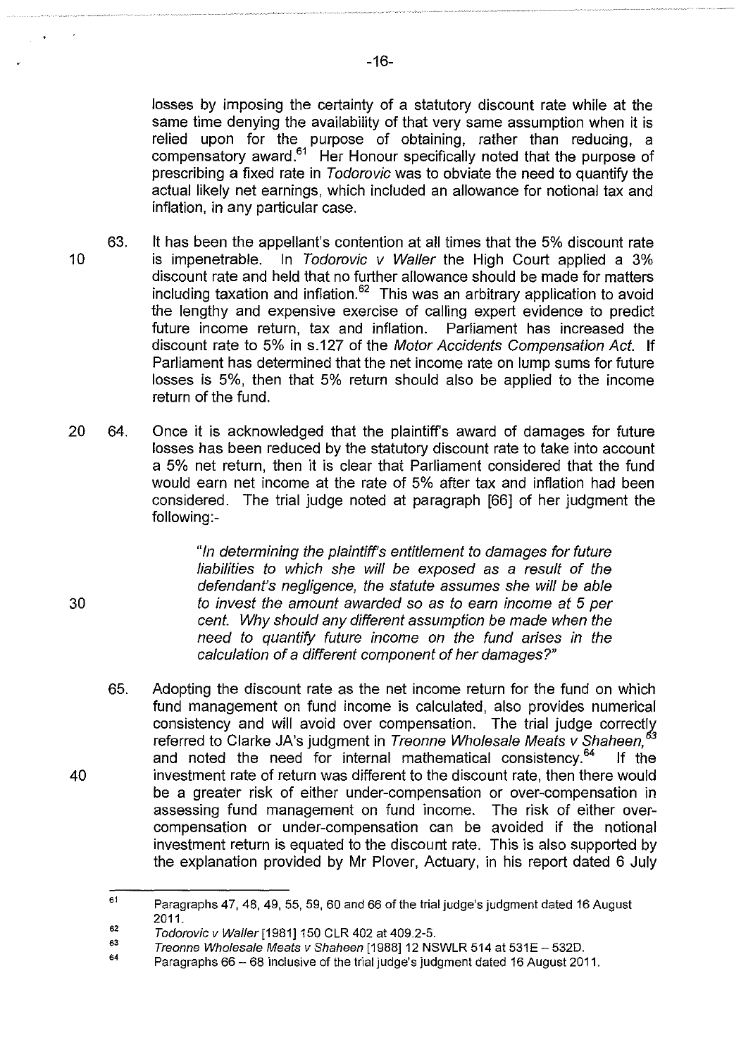losses by imposing the certainty of a statutory discount rate while at the same time denying the availability of that very same assumption when it is relied upon for the purpose of obtaining, rather than reducing, a compensatory award.[61] Her Honour specifically noted that the purpose of prescribing a fixed rate in *Todorovic* was to obviate the need to quantify the actual likely net earnings, which included an allowance for notional tax and inflation, in any particular case.

63. It has been the appellant's contention at all times that the 5% discount rate is impenetrable. In *Todorovic v Waller* the High Court applied a 3% discount rate and held that no further allowance should be made for matters including taxation and inflation.[62] This was an arbitrary application to avoid the lengthy and expensive exercise of calling expert evidence to predict future income return, tax and inflation. Parliament has increased the discount rate to 5% in s.127 of the *Motor Accidents Compensation Act*. If Parliament has determined that the net income rate on lump sums for future losses is 5%, then that 5% return should also be applied to the income return of the fund.

64. Once it is acknowledged that the plaintiff's award of damages for future losses has been reduced by the statutory discount rate to take into account a 5% net return, then it is clear that Parliament considered that the fund would earn net income at the rate of 5% after tax and inflation had been considered. The trial judge noted at paragraph [66] of her judgment the following:-

> *"In determining the plaintiff's entitlement to damages for future liabilities to which she will be exposed as a result of the defendant's negligence, the statute assumes she will be able to invest the amount awarded so as to earn income at 5 per cent. Why should any different assumption be made when the need to quantify future income on the fund arises in the calculation of a different component of her damages?"*

65. Adopting the discount rate as the net income return for the fund on which fund management on fund income is calculated, also provides numerical consistency and will avoid over compensation. The trial judge correctly referred to Clarke JA's judgment in *Treonne Wholesale Meats v Shaheen*,[63] and noted the need for internal mathematical consistency.[64] If the investment rate of return was different to the discount rate, then there would be a greater risk of either under-compensation or over-compensation in assessing fund management on fund income. The risk of either over-compensation or under-compensation can be avoided if the notional investment return is equated to the discount rate. This is also supported by the explanation provided by Mr Plover, Actuary, in his report dated 6 July

---

[61] Paragraphs 47, 48, 49, 55, 59, 60 and 66 of the trial judge's judgment dated 16 August 2011.

[62] *Todorovic v Waller* [1981] 150 CLR 402 at 409.2-5.

[63] *Treonne Wholesale Meats v Shaheen* [1988] 12 NSWLR 514 at 531E – 532D.

[64] Paragraphs 66 – 68 inclusive of the trial judge's judgment dated 16 August 2011.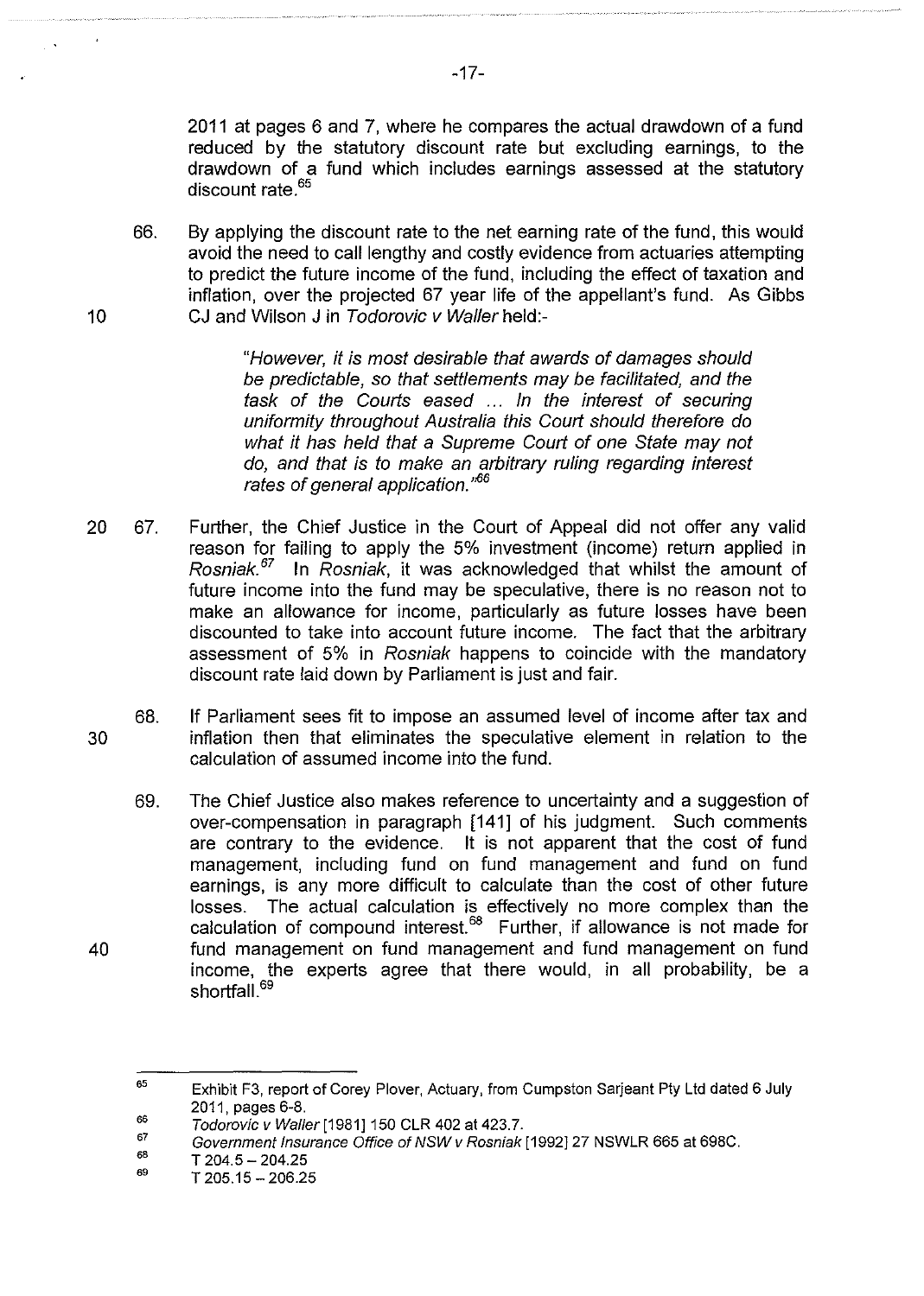2011 at pages 6 and 7, where he compares the actual drawdown of a fund reduced by the statutory discount rate but excluding earnings, to the drawdown of a fund which includes earnings assessed at the statutory discount rate.[65]

66. By applying the discount rate to the net earning rate of the fund, this would avoid the need to call lengthy and costly evidence from actuaries attempting to predict the future income of the fund, including the effect of taxation and inflation, over the projected 67 year life of the appellant's fund. As Gibbs CJ and Wilson J in *Todorovic v Waller* held:-

> *"However, it is most desirable that awards of damages should be predictable, so that settlements may be facilitated, and the task of the Courts eased ... In the interest of securing uniformity throughout Australia this Court should therefore do what it has held that a Supreme Court of one State may not do, and that is to make an arbitrary ruling regarding interest rates of general application."*[66]

67. Further, the Chief Justice in the Court of Appeal did not offer any valid reason for failing to apply the 5% investment (income) return applied in *Rosniak.*[67] In *Rosniak*, it was acknowledged that whilst the amount of future income into the fund may be speculative, there is no reason not to make an allowance for income, particularly as future losses have been discounted to take into account future income. The fact that the arbitrary assessment of 5% in *Rosniak* happens to coincide with the mandatory discount rate laid down by Parliament is just and fair.

68. If Parliament sees fit to impose an assumed level of income after tax and inflation then that eliminates the speculative element in relation to the calculation of assumed income into the fund.

69. The Chief Justice also makes reference to uncertainty and a suggestion of over-compensation in paragraph [141] of his judgment. Such comments are contrary to the evidence. It is not apparent that the cost of fund management, including fund on fund management and fund on fund earnings, is any more difficult to calculate than the cost of other future losses. The actual calculation is effectively no more complex than the calculation of compound interest.[68] Further, if allowance is not made for fund management on fund management and fund management on fund income, the experts agree that there would, in all probability, be a shortfall.[69]

---

[65] Exhibit F3, report of Corey Plover, Actuary, from Cumpston Sarjeant Pty Ltd dated 6 July 2011, pages 6-8.

[66] *Todorovic v Waller* [1981] 150 CLR 402 at 423.7.

[67] *Government Insurance Office of NSW v Rosniak* [1992] 27 NSWLR 665 at 698C.

[68] T 204.5 – 204.25

[69] T 205.15 – 206.25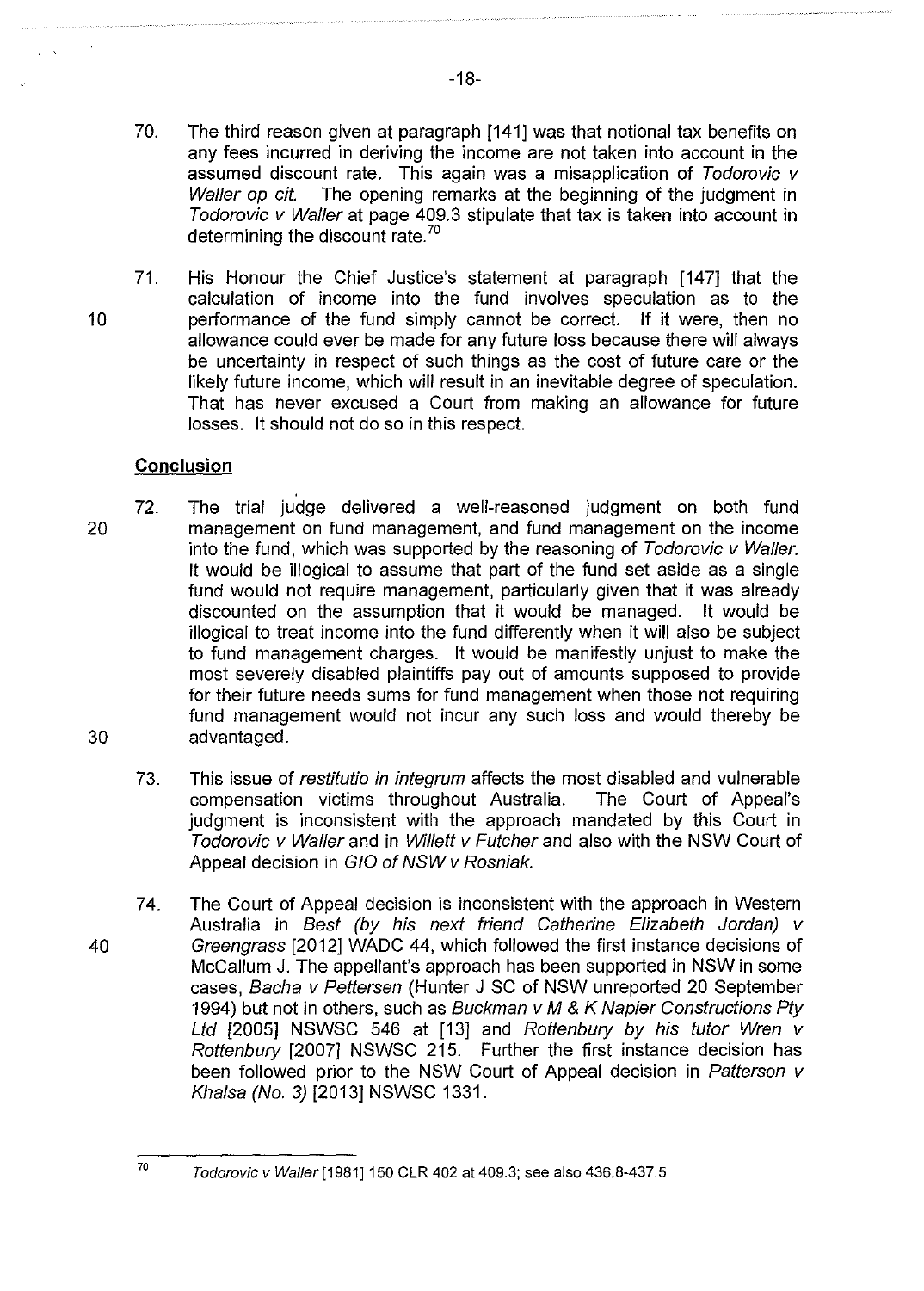70. The third reason given at paragraph [141] was that notional tax benefits on any fees incurred in deriving the income are not taken into account in the assumed discount rate. This again was a misapplication of *Todorovic v Waller op cit.* The opening remarks at the beginning of the judgment in *Todorovic v Waller* at page 409.3 stipulate that tax is taken into account in determining the discount rate.[70]

71. His Honour the Chief Justice's statement at paragraph [147] that the calculation of income into the fund involves speculation as to the performance of the fund simply cannot be correct. If it were, then no allowance could ever be made for any future loss because there will always be uncertainty in respect of such things as the cost of future care or the likely future income, which will result in an inevitable degree of speculation. That has never excused a Court from making an allowance for future losses. It should not do so in this respect.

## Conclusion

72. The trial judge delivered a well-reasoned judgment on both fund management on fund management, and fund management on the income into the fund, which was supported by the reasoning of *Todorovic v Waller.* It would be illogical to assume that part of the fund set aside as a single fund would not require management, particularly given that it was already discounted on the assumption that it would be managed. It would be illogical to treat income into the fund differently when it will also be subject to fund management charges. It would be manifestly unjust to make the most severely disabled plaintiffs pay out of amounts supposed to provide for their future needs sums for fund management when those not requiring fund management would not incur any such loss and would thereby be advantaged.

73. This issue of *restitutio in integrum* affects the most disabled and vulnerable compensation victims throughout Australia. The Court of Appeal's judgment is inconsistent with the approach mandated by this Court in *Todorovic v Waller* and in *Willett v Futcher* and also with the NSW Court of Appeal decision in *GIO of NSW v Rosniak.*

74. The Court of Appeal decision is inconsistent with the approach in Western Australia in *Best (by his next friend Catherine Elizabeth Jordan) v Greengrass* [2012] WADC 44, which followed the first instance decisions of McCallum J. The appellant's approach has been supported in NSW in some cases, *Bacha v Pettersen* (Hunter J SC of NSW unreported 20 September 1994) but not in others, such as *Buckman v M & K Napier Constructions Pty Ltd* [2005] NSWSC 546 at [13] and *Rottenbury by his tutor Wren v Rottenbury* [2007] NSWSC 215. Further the first instance decision has been followed prior to the NSW Court of Appeal decision in *Patterson v Khalsa (No. 3)* [2013] NSWSC 1331.

---

[70] *Todorovic v Waller* [1981] 150 CLR 402 at 409.3; see also 436.8-437.5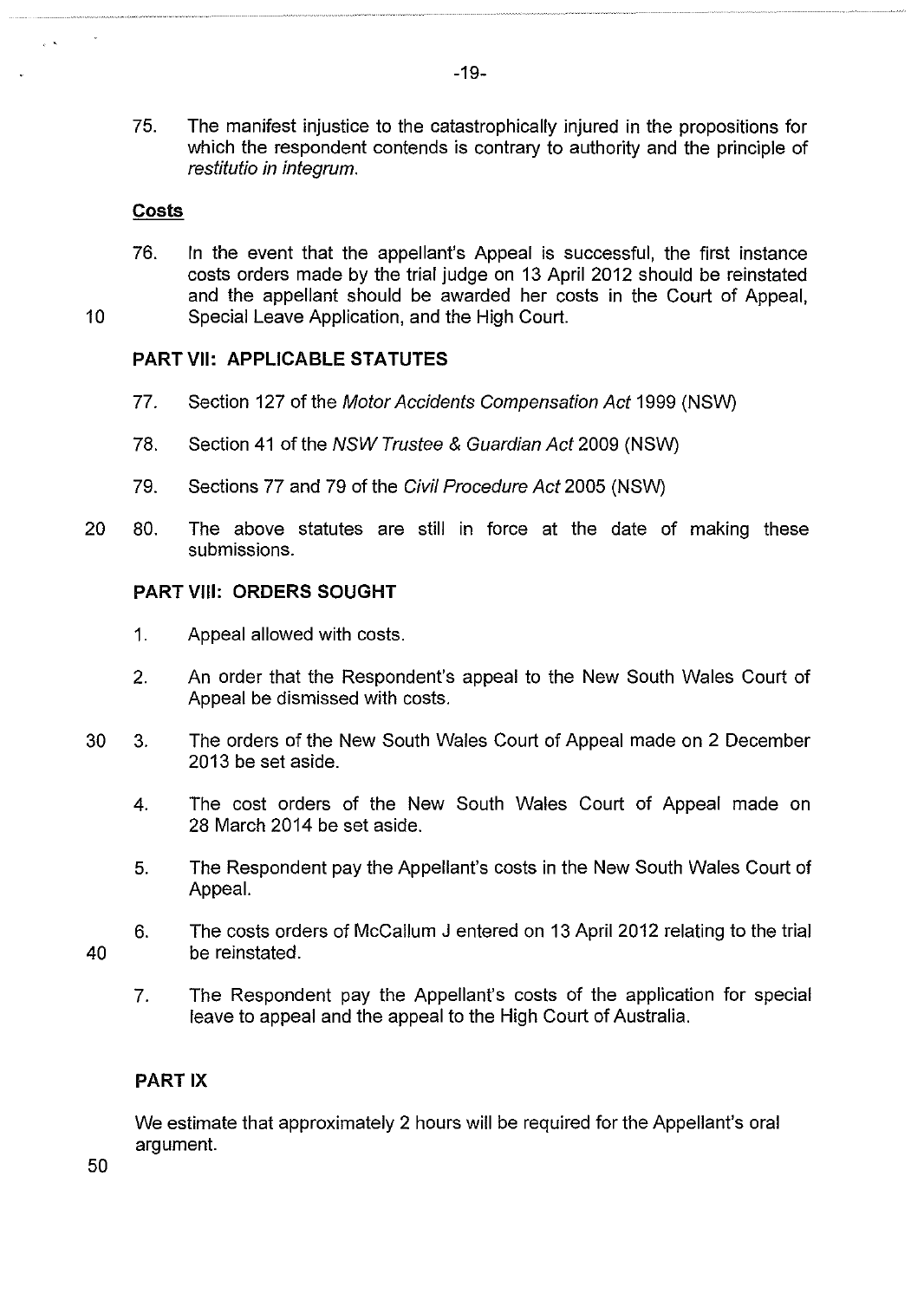75. The manifest injustice to the catastrophically injured in the propositions for which the respondent contends is contrary to authority and the principle of *restitutio in integrum*.

**Costs**

76. In the event that the appellant's Appeal is successful, the first instance costs orders made by the trial judge on 13 April 2012 should be reinstated and the appellant should be awarded her costs in the Court of Appeal, Special Leave Application, and the High Court.

**PART VII: APPLICABLE STATUTES**

77. Section 127 of the *Motor Accidents Compensation Act* 1999 (NSW)

78. Section 41 of the *NSW Trustee & Guardian Act* 2009 (NSW)

79. Sections 77 and 79 of the *Civil Procedure Act* 2005 (NSW)

80. The above statutes are still in force at the date of making these submissions.

**PART VIII: ORDERS SOUGHT**

1. Appeal allowed with costs.

2. An order that the Respondent's appeal to the New South Wales Court of Appeal be dismissed with costs.

3. The orders of the New South Wales Court of Appeal made on 2 December 2013 be set aside.

4. The cost orders of the New South Wales Court of Appeal made on 28 March 2014 be set aside.

5. The Respondent pay the Appellant's costs in the New South Wales Court of Appeal.

6. The costs orders of McCallum J entered on 13 April 2012 relating to the trial be reinstated.

7. The Respondent pay the Appellant's costs of the application for special leave to appeal and the appeal to the High Court of Australia.

**PART IX**

We estimate that approximately 2 hours will be required for the Appellant's oral argument.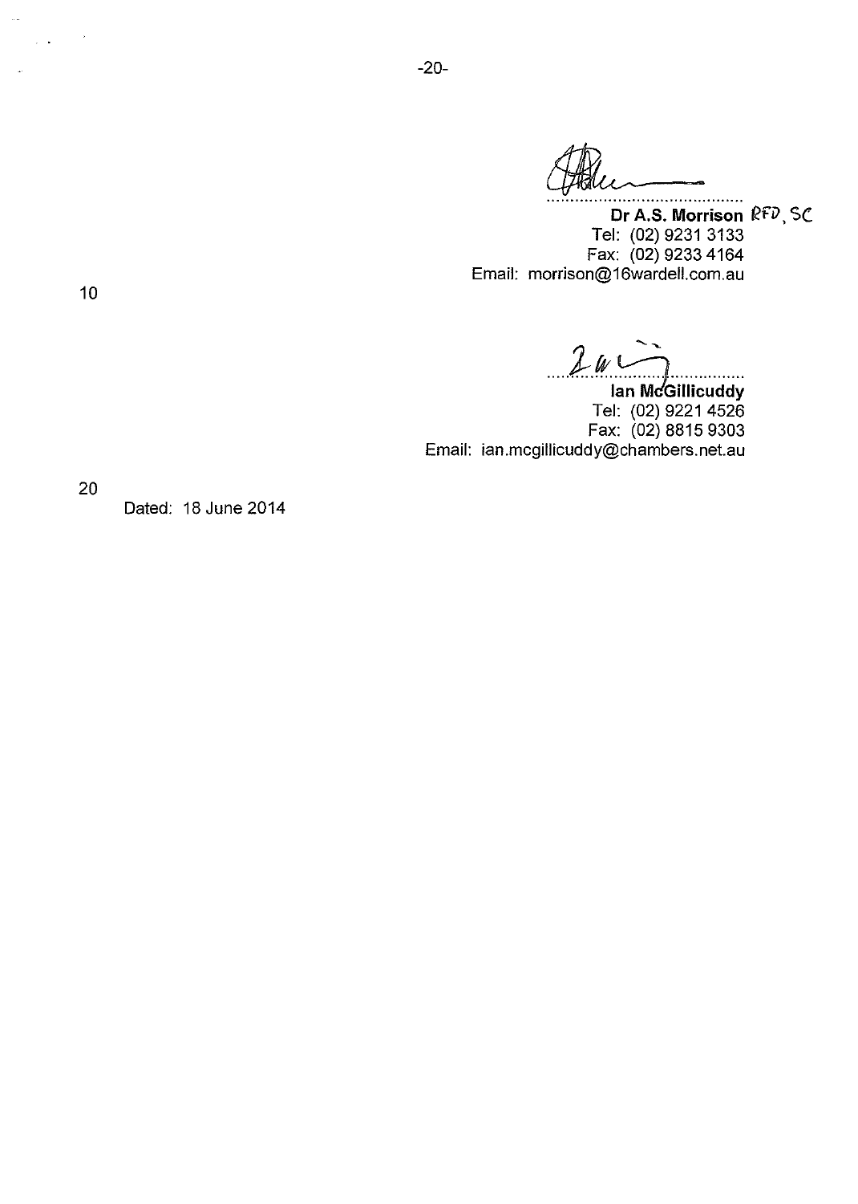**Dr A.S. Morrison** RFD, SC
Tel: (02) 9231 3133
Fax: (02) 9233 4164
Email: morrison@16wardell.com.au

**Ian McGillicuddy**
Tel: (02) 9221 4526
Fax: (02) 8815 9303
Email: ian.mcgillicuddy@chambers.net.au

Dated: 18 June 2014